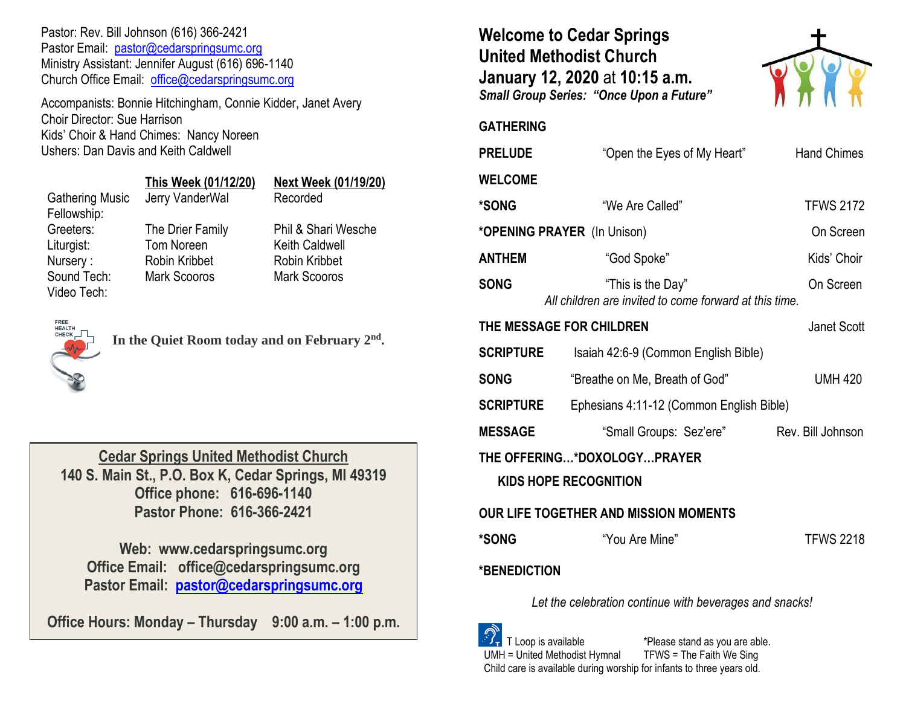Pastor: Rev. Bill Johnson (616) 366-2421
Pastor Email: pastor@cedarspringsumc.org
Ministry Assistant: Jennifer August (616) 696-1140
Church Office Email: office@cedarspringsumc.org

Accompanists: Bonnie Hitchingham, Connie Kidder, Janet Avery
Choir Director: Sue Harrison
Kids' Choir & Hand Chimes: Nancy Noreen
Ushers: Dan Davis and Keith Caldwell

| | This Week (01/12/20) | Next Week (01/19/20) |
|---|---|---|
| Gathering Music | Jerry VanderWal | Recorded |
| Fellowship: | | |
| Greeters: | The Drier Family | Phil & Shari Wesche |
| Liturgist: | Tom Noreen | Keith Caldwell |
| Nursery : | Robin Kribbet | Robin Kribbet |
| Sound Tech: | Mark Scooros | Mark Scooros |
| Video Tech: | | |

FREE HEALTH CHECK
**In the Quiet Room today and on February 2nd.**

**Cedar Springs United Methodist Church**
**140 S. Main St., P.O. Box K, Cedar Springs, MI 49319**
**Office phone: 616-696-1140**
**Pastor Phone: 616-366-2421**

**Web: www.cedarspringsumc.org**
**Office Email: office@cedarspringsumc.org**
**Pastor Email: pastor@cedarspringsumc.org**

**Office Hours: Monday – Thursday 9:00 a.m. – 1:00 p.m.**

# Welcome to Cedar Springs United Methodist Church January 12, 2020 at 10:15 a.m.

***Small Group Series: "Once Upon a Future"***

**GATHERING**

**PRELUDE** "Open the Eyes of My Heart" Hand Chimes

**WELCOME**

***SONG** "We Are Called" TFWS 2172

***OPENING PRAYER** (In Unison) On Screen

**ANTHEM** "God Spoke" Kids' Choir

**SONG** "This is the Day" On Screen

*All children are invited to come forward at this time.*

**THE MESSAGE FOR CHILDREN** Janet Scott

**SCRIPTURE** Isaiah 42:6-9 (Common English Bible)

**SONG** "Breathe on Me, Breath of God" UMH 420

**SCRIPTURE** Ephesians 4:11-12 (Common English Bible)

**MESSAGE** "Small Groups: Sez'ere" Rev. Bill Johnson

**THE OFFERING…*DOXOLOGY…PRAYER**

**KIDS HOPE RECOGNITION**

**OUR LIFE TOGETHER AND MISSION MOMENTS**

***SONG** "You Are Mine" TFWS 2218

***BENEDICTION**

*Let the celebration continue with beverages and snacks!*

T Loop is available *Please stand as you are able.
UMH = United Methodist Hymnal TFWS = The Faith We Sing
Child care is available during worship for infants to three years old.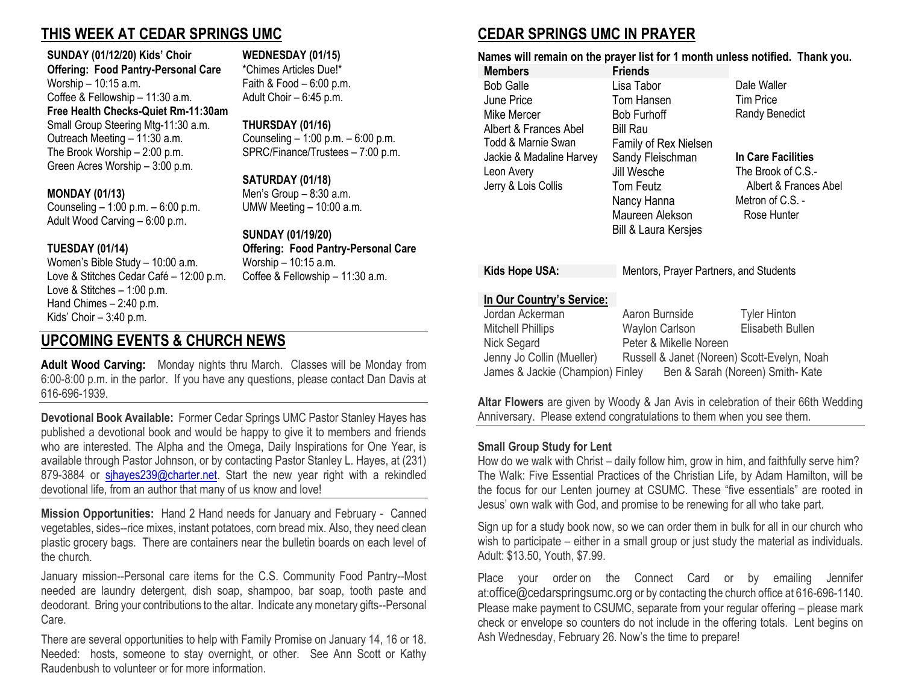## THIS WEEK AT CEDAR SPRINGS UMC

**SUNDAY (01/12/20) Kids' Choir**
**Offering: Food Pantry-Personal Care**
Worship – 10:15 a.m.
Coffee & Fellowship – 11:30 a.m.
**Free Health Checks-Quiet Rm-11:30am**
Small Group Steering Mtg-11:30 a.m.
Outreach Meeting – 11:30 a.m.
The Brook Worship – 2:00 p.m.
Green Acres Worship – 3:00 p.m.

**MONDAY (01/13)**
Counseling – 1:00 p.m. – 6:00 p.m.
Adult Wood Carving – 6:00 p.m.

**TUESDAY (01/14)**
Women's Bible Study – 10:00 a.m.
Love & Stitches Cedar Café – 12:00 p.m.
Love & Stitches – 1:00 p.m.
Hand Chimes – 2:40 p.m.
Kids' Choir – 3:40 p.m.

**WEDNESDAY (01/15)**
*Chimes Articles Due!*
Faith & Food – 6:00 p.m.
Adult Choir – 6:45 p.m.

**THURSDAY (01/16)**
Counseling – 1:00 p.m. – 6:00 p.m.
SPRC/Finance/Trustees – 7:00 p.m.

**SATURDAY (01/18)**
Men's Group – 8:30 a.m.
UMW Meeting – 10:00 a.m.

**SUNDAY (01/19/20)**
**Offering: Food Pantry-Personal Care**
Worship – 10:15 a.m.
Coffee & Fellowship – 11:30 a.m.

## UPCOMING EVENTS & CHURCH NEWS

**Adult Wood Carving:** Monday nights thru March. Classes will be Monday from 6:00-8:00 p.m. in the parlor. If you have any questions, please contact Dan Davis at 616-696-1939.

**Devotional Book Available:** Former Cedar Springs UMC Pastor Stanley Hayes has published a devotional book and would be happy to give it to members and friends who are interested. The Alpha and the Omega, Daily Inspirations for One Year, is available through Pastor Johnson, or by contacting Pastor Stanley L. Hayes, at (231) 879-3884 or sjhayes239@charter.net. Start the new year right with a rekindled devotional life, from an author that many of us know and love!

**Mission Opportunities:** Hand 2 Hand needs for January and February - Canned vegetables, sides--rice mixes, instant potatoes, corn bread mix. Also, they need clean plastic grocery bags. There are containers near the bulletin boards on each level of the church.

January mission--Personal care items for the C.S. Community Food Pantry--Most needed are laundry detergent, dish soap, shampoo, bar soap, tooth paste and deodorant. Bring your contributions to the altar. Indicate any monetary gifts--Personal Care.

There are several opportunities to help with Family Promise on January 14, 16 or 18. Needed: hosts, someone to stay overnight, or other. See Ann Scott or Kathy Raudenbush to volunteer or for more information.

## CEDAR SPRINGS UMC IN PRAYER

**Names will remain on the prayer list for 1 month unless notified. Thank you.**

| **Members** | **Friends** | |
|---|---|---|
| Bob Galle | Lisa Tabor | Dale Waller |
| June Price | Tom Hansen | Tim Price |
| Mike Mercer | Bob Furhoff | Randy Benedict |
| Albert & Frances Abel | Bill Rau | |
| Todd & Marnie Swan | Family of Rex Nielsen | |
| Jackie & Madaline Harvey | Sandy Fleischman | **In Care Facilities** |
| Leon Avery | Jill Wesche | The Brook of C.S.- Albert & Frances Abel |
| Jerry & Lois Collis | Tom Feutz | Metron of C.S. - Rose Hunter |
| | Nancy Hanna | |
| | Maureen Alekson | |
| | Bill & Laura Kersjes | |

**Kids Hope USA:** Mentors, Prayer Partners, and Students

**In Our Country's Service:**

| | | |
|---|---|---|
| Jordan Ackerman | Aaron Burnside | Tyler Hinton |
| Mitchell Phillips | Waylon Carlson | Elisabeth Bullen |
| Nick Segard | Peter & Mikelle Noreen | |
| Jenny Jo Collin (Mueller) | Russell & Janet (Noreen) Scott-Evelyn, Noah | |
| James & Jackie (Champion) Finley | Ben & Sarah (Noreen) Smith- Kate | |

**Altar Flowers** are given by Woody & Jan Avis in celebration of their 66th Wedding Anniversary. Please extend congratulations to them when you see them.

**Small Group Study for Lent**

How do we walk with Christ – daily follow him, grow in him, and faithfully serve him? The Walk: Five Essential Practices of the Christian Life, by Adam Hamilton, will be the focus for our Lenten journey at CSUMC. These "five essentials" are rooted in Jesus' own walk with God, and promise to be renewing for all who take part.

Sign up for a study book now, so we can order them in bulk for all in our church who wish to participate – either in a small group or just study the material as individuals. Adult: $13.50, Youth, $7.99.

Place your order on the Connect Card or by emailing Jennifer at:office@cedarspringsumc.org or by contacting the church office at 616-696-1140. Please make payment to CSUMC, separate from your regular offering – please mark check or envelope so counters do not include in the offering totals. Lent begins on Ash Wednesday, February 26. Now's the time to prepare!